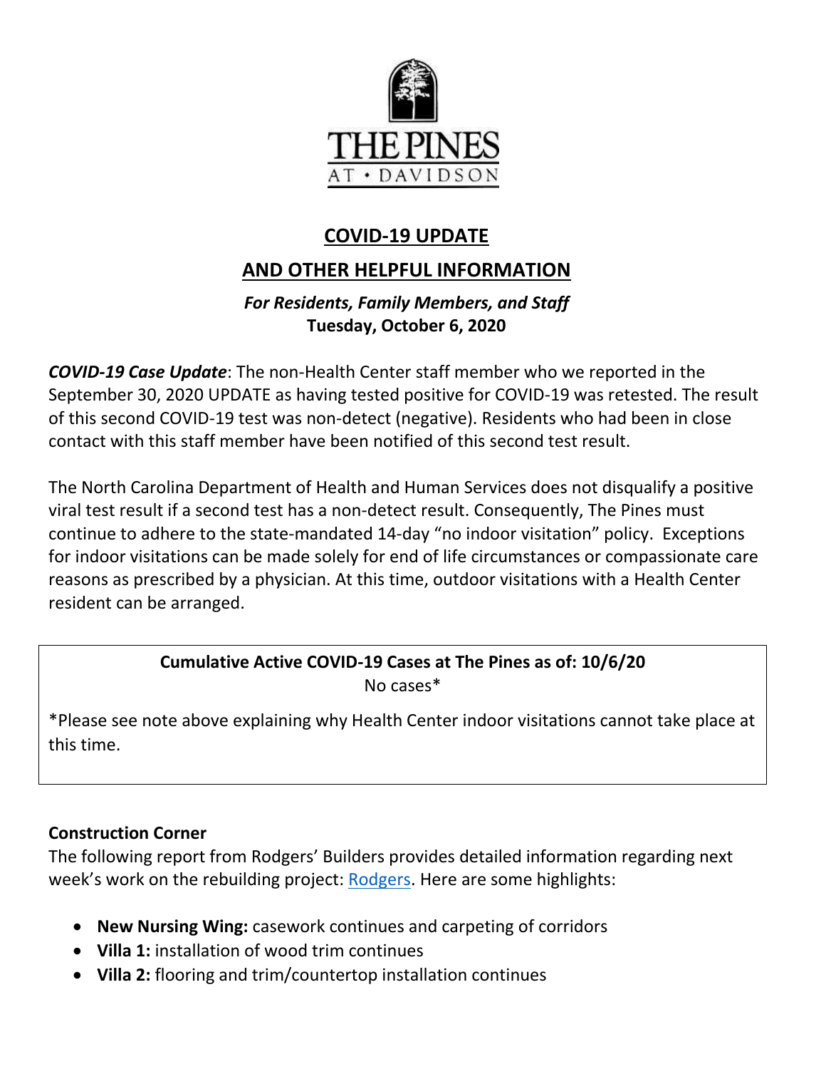THE PINES
AT • DAVIDSON

# COVID-19 UPDATE

# AND OTHER HELPFUL INFORMATION

***For Residents, Family Members, and Staff***
**Tuesday, October 6, 2020**

***COVID-19 Case Update***: The non-Health Center staff member who we reported in the September 30, 2020 UPDATE as having tested positive for COVID-19 was retested. The result of this second COVID-19 test was non-detect (negative). Residents who had been in close contact with this staff member have been notified of this second test result.

The North Carolina Department of Health and Human Services does not disqualify a positive viral test result if a second test has a non-detect result. Consequently, The Pines must continue to adhere to the state-mandated 14-day "no indoor visitation" policy. Exceptions for indoor visitations can be made solely for end of life circumstances or compassionate care reasons as prescribed by a physician. At this time, outdoor visitations with a Health Center resident can be arranged.

**Cumulative Active COVID-19 Cases at The Pines as of: 10/6/20**
No cases*

*Please see note above explaining why Health Center indoor visitations cannot take place at this time.

**Construction Corner**
The following report from Rodgers' Builders provides detailed information regarding next week's work on the rebuilding project: Rodgers. Here are some highlights:

- **New Nursing Wing:** casework continues and carpeting of corridors
- **Villa 1:** installation of wood trim continues
- **Villa 2:** flooring and trim/countertop installation continues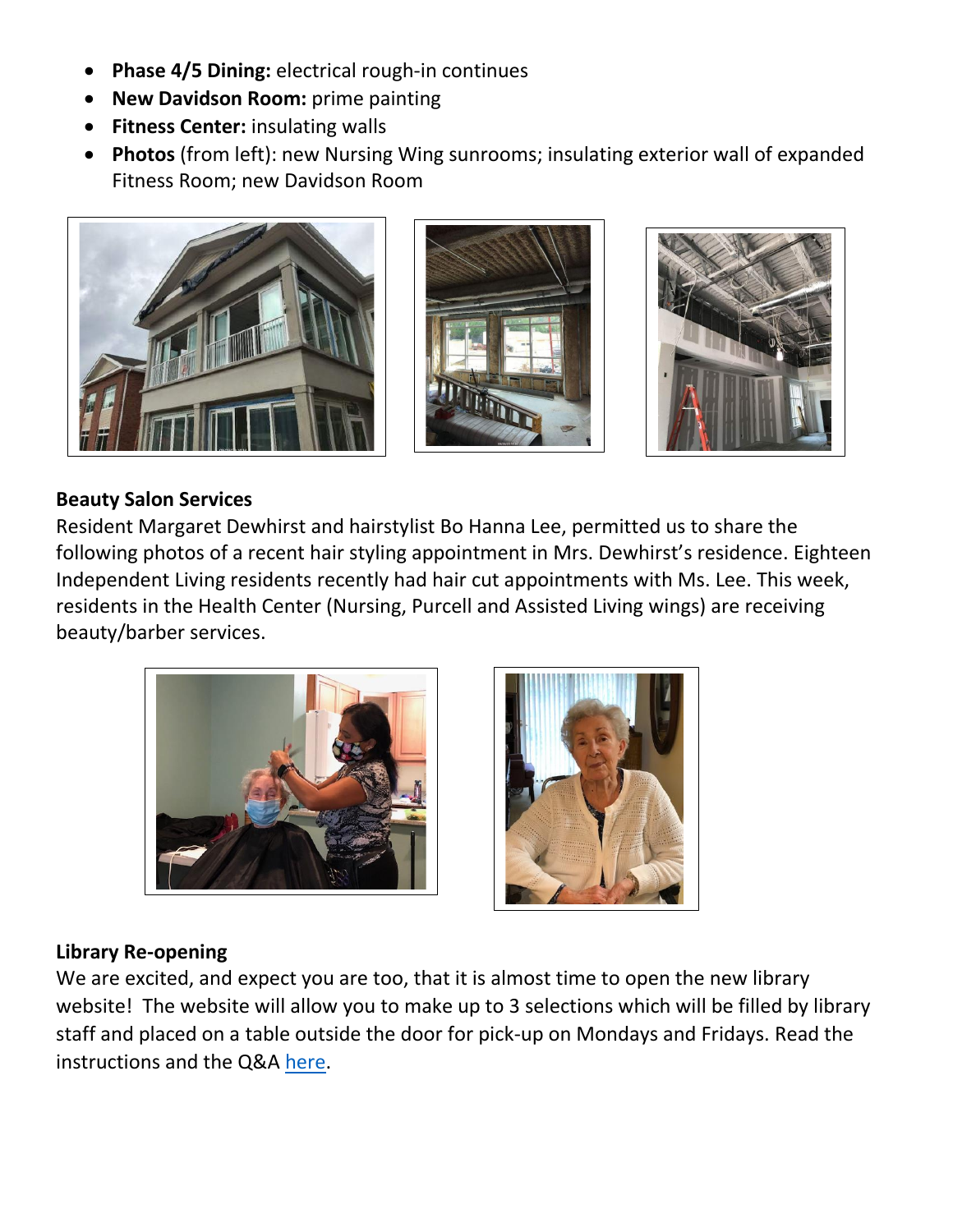- **Phase 4/5 Dining:** electrical rough-in continues
- **New Davidson Room:** prime painting
- **Fitness Center:** insulating walls
- **Photos** (from left): new Nursing Wing sunrooms; insulating exterior wall of expanded Fitness Room; new Davidson Room

### Beauty Salon Services

Resident Margaret Dewhirst and hairstylist Bo Hanna Lee, permitted us to share the following photos of a recent hair styling appointment in Mrs. Dewhirst's residence. Eighteen Independent Living residents recently had hair cut appointments with Ms. Lee. This week, residents in the Health Center (Nursing, Purcell and Assisted Living wings) are receiving beauty/barber services.

### Library Re-opening

We are excited, and expect you are too, that it is almost time to open the new library website! The website will allow you to make up to 3 selections which will be filled by library staff and placed on a table outside the door for pick-up on Mondays and Fridays. Read the instructions and the Q&A here.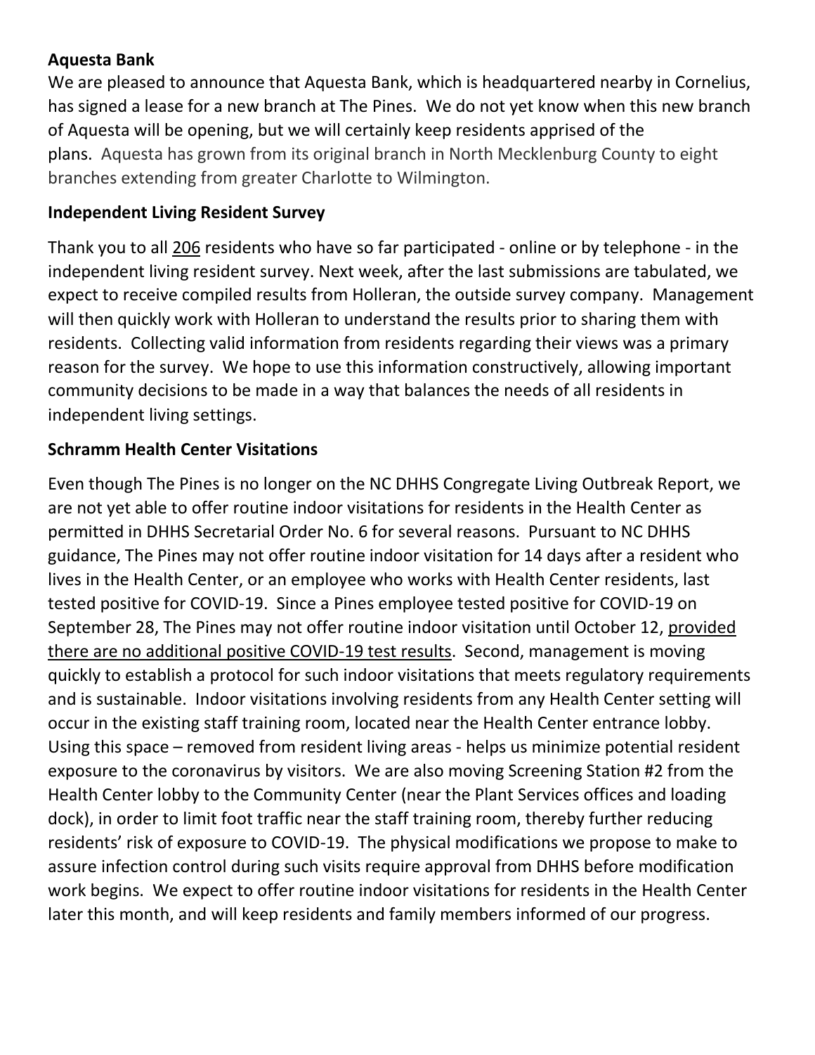**Aquesta Bank**

We are pleased to announce that Aquesta Bank, which is headquartered nearby in Cornelius, has signed a lease for a new branch at The Pines. We do not yet know when this new branch of Aquesta will be opening, but we will certainly keep residents apprised of the plans. Aquesta has grown from its original branch in North Mecklenburg County to eight branches extending from greater Charlotte to Wilmington.

**Independent Living Resident Survey**

Thank you to all 206 residents who have so far participated - online or by telephone - in the independent living resident survey. Next week, after the last submissions are tabulated, we expect to receive compiled results from Holleran, the outside survey company. Management will then quickly work with Holleran to understand the results prior to sharing them with residents. Collecting valid information from residents regarding their views was a primary reason for the survey. We hope to use this information constructively, allowing important community decisions to be made in a way that balances the needs of all residents in independent living settings.

**Schramm Health Center Visitations**

Even though The Pines is no longer on the NC DHHS Congregate Living Outbreak Report, we are not yet able to offer routine indoor visitations for residents in the Health Center as permitted in DHHS Secretarial Order No. 6 for several reasons. Pursuant to NC DHHS guidance, The Pines may not offer routine indoor visitation for 14 days after a resident who lives in the Health Center, or an employee who works with Health Center residents, last tested positive for COVID-19. Since a Pines employee tested positive for COVID-19 on September 28, The Pines may not offer routine indoor visitation until October 12, provided there are no additional positive COVID-19 test results. Second, management is moving quickly to establish a protocol for such indoor visitations that meets regulatory requirements and is sustainable. Indoor visitations involving residents from any Health Center setting will occur in the existing staff training room, located near the Health Center entrance lobby. Using this space – removed from resident living areas - helps us minimize potential resident exposure to the coronavirus by visitors. We are also moving Screening Station #2 from the Health Center lobby to the Community Center (near the Plant Services offices and loading dock), in order to limit foot traffic near the staff training room, thereby further reducing residents' risk of exposure to COVID-19. The physical modifications we propose to make to assure infection control during such visits require approval from DHHS before modification work begins. We expect to offer routine indoor visitations for residents in the Health Center later this month, and will keep residents and family members informed of our progress.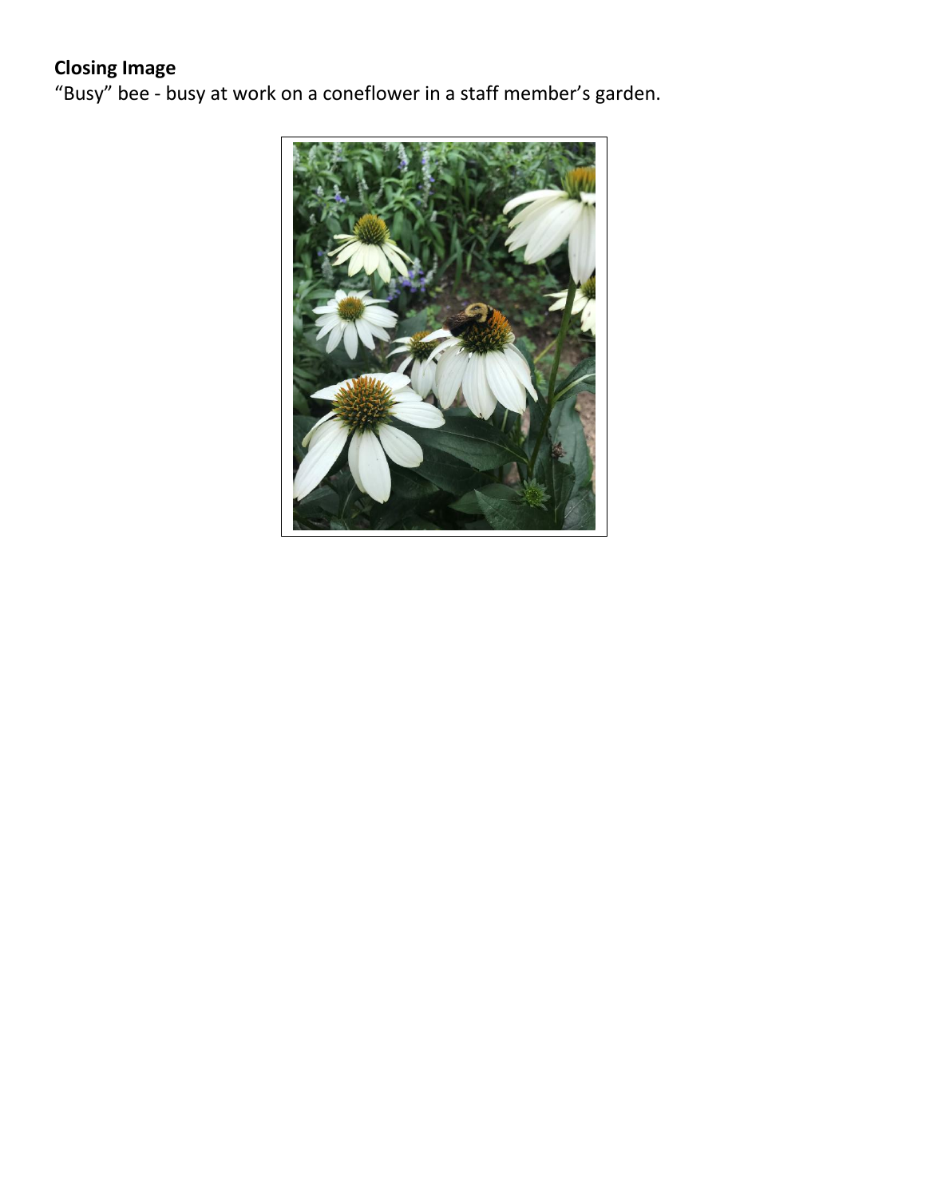**Closing Image**

"Busy" bee - busy at work on a coneflower in a staff member's garden.